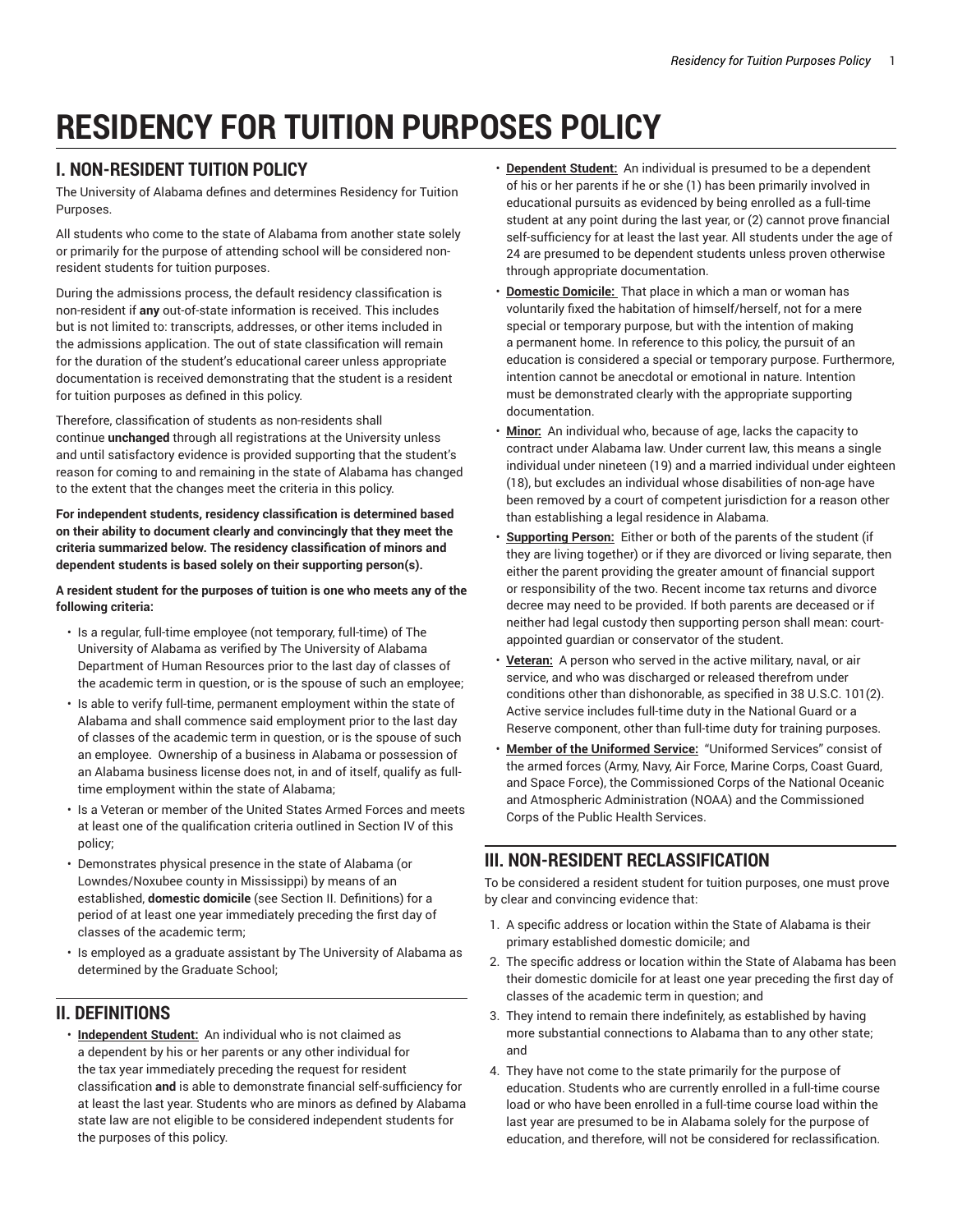# RESIDENCY FOR TUITION PURPOSES POLICY

## I. NON-RESIDENT TUITION POLICY

The University of Alabama defines and determines Residency for Tuition Purposes.

All students who come to the state of Alabama from another state solely or primarily for the purpose of attending school will be considered non-resident students for tuition purposes.

During the admissions process, the default residency classification is non-resident if **any** out-of-state information is received. This includes but is not limited to: transcripts, addresses, or other items included in the admissions application. The out of state classification will remain for the duration of the student's educational career unless appropriate documentation is received demonstrating that the student is a resident for tuition purposes as defined in this policy.

Therefore, classification of students as non-residents shall continue **unchanged** through all registrations at the University unless and until satisfactory evidence is provided supporting that the student's reason for coming to and remaining in the state of Alabama has changed to the extent that the changes meet the criteria in this policy.

**For independent students, residency classification is determined based on their ability to document clearly and convincingly that they meet the criteria summarized below. The residency classification of minors and dependent students is based solely on their supporting person(s).**

**A resident student for the purposes of tuition is one who meets any of the following criteria:**

- Is a regular, full-time employee (not temporary, full-time) of The University of Alabama as verified by The University of Alabama Department of Human Resources prior to the last day of classes of the academic term in question, or is the spouse of such an employee;
- Is able to verify full-time, permanent employment within the state of Alabama and shall commence said employment prior to the last day of classes of the academic term in question, or is the spouse of such an employee. Ownership of a business in Alabama or possession of an Alabama business license does not, in and of itself, qualify as full-time employment within the state of Alabama;
- Is a Veteran or member of the United States Armed Forces and meets at least one of the qualification criteria outlined in Section IV of this policy;
- Demonstrates physical presence in the state of Alabama (or Lowndes/Noxubee county in Mississippi) by means of an established, **domestic domicile** (see Section II. Definitions) for a period of at least one year immediately preceding the first day of classes of the academic term;
- Is employed as a graduate assistant by The University of Alabama as determined by the Graduate School;

## II. DEFINITIONS

- **Independent Student:** An individual who is not claimed as a dependent by his or her parents or any other individual for the tax year immediately preceding the request for resident classification **and** is able to demonstrate financial self-sufficiency for at least the last year. Students who are minors as defined by Alabama state law are not eligible to be considered independent students for the purposes of this policy.
- **Dependent Student:** An individual is presumed to be a dependent of his or her parents if he or she (1) has been primarily involved in educational pursuits as evidenced by being enrolled as a full-time student at any point during the last year, or (2) cannot prove financial self-sufficiency for at least the last year. All students under the age of 24 are presumed to be dependent students unless proven otherwise through appropriate documentation.
- **Domestic Domicile:** That place in which a man or woman has voluntarily fixed the habitation of himself/herself, not for a mere special or temporary purpose, but with the intention of making a permanent home. In reference to this policy, the pursuit of an education is considered a special or temporary purpose. Furthermore, intention cannot be anecdotal or emotional in nature. Intention must be demonstrated clearly with the appropriate supporting documentation.
- **Minor:** An individual who, because of age, lacks the capacity to contract under Alabama law. Under current law, this means a single individual under nineteen (19) and a married individual under eighteen (18), but excludes an individual whose disabilities of non-age have been removed by a court of competent jurisdiction for a reason other than establishing a legal residence in Alabama.
- **Supporting Person:** Either or both of the parents of the student (if they are living together) or if they are divorced or living separate, then either the parent providing the greater amount of financial support or responsibility of the two. Recent income tax returns and divorce decree may need to be provided. If both parents are deceased or if neither had legal custody then supporting person shall mean: court-appointed guardian or conservator of the student.
- **Veteran:** A person who served in the active military, naval, or air service, and who was discharged or released therefrom under conditions other than dishonorable, as specified in 38 U.S.C. 101(2). Active service includes full-time duty in the National Guard or a Reserve component, other than full-time duty for training purposes.
- **Member of the Uniformed Service:** "Uniformed Services" consist of the armed forces (Army, Navy, Air Force, Marine Corps, Coast Guard, and Space Force), the Commissioned Corps of the National Oceanic and Atmospheric Administration (NOAA) and the Commissioned Corps of the Public Health Services.

## III. NON-RESIDENT RECLASSIFICATION

To be considered a resident student for tuition purposes, one must prove by clear and convincing evidence that:

1. A specific address or location within the State of Alabama is their primary established domestic domicile; and
2. The specific address or location within the State of Alabama has been their domestic domicile for at least one year preceding the first day of classes of the academic term in question; and
3. They intend to remain there indefinitely, as established by having more substantial connections to Alabama than to any other state; and
4. They have not come to the state primarily for the purpose of education. Students who are currently enrolled in a full-time course load or who have been enrolled in a full-time course load within the last year are presumed to be in Alabama solely for the purpose of education, and therefore, will not be considered for reclassification.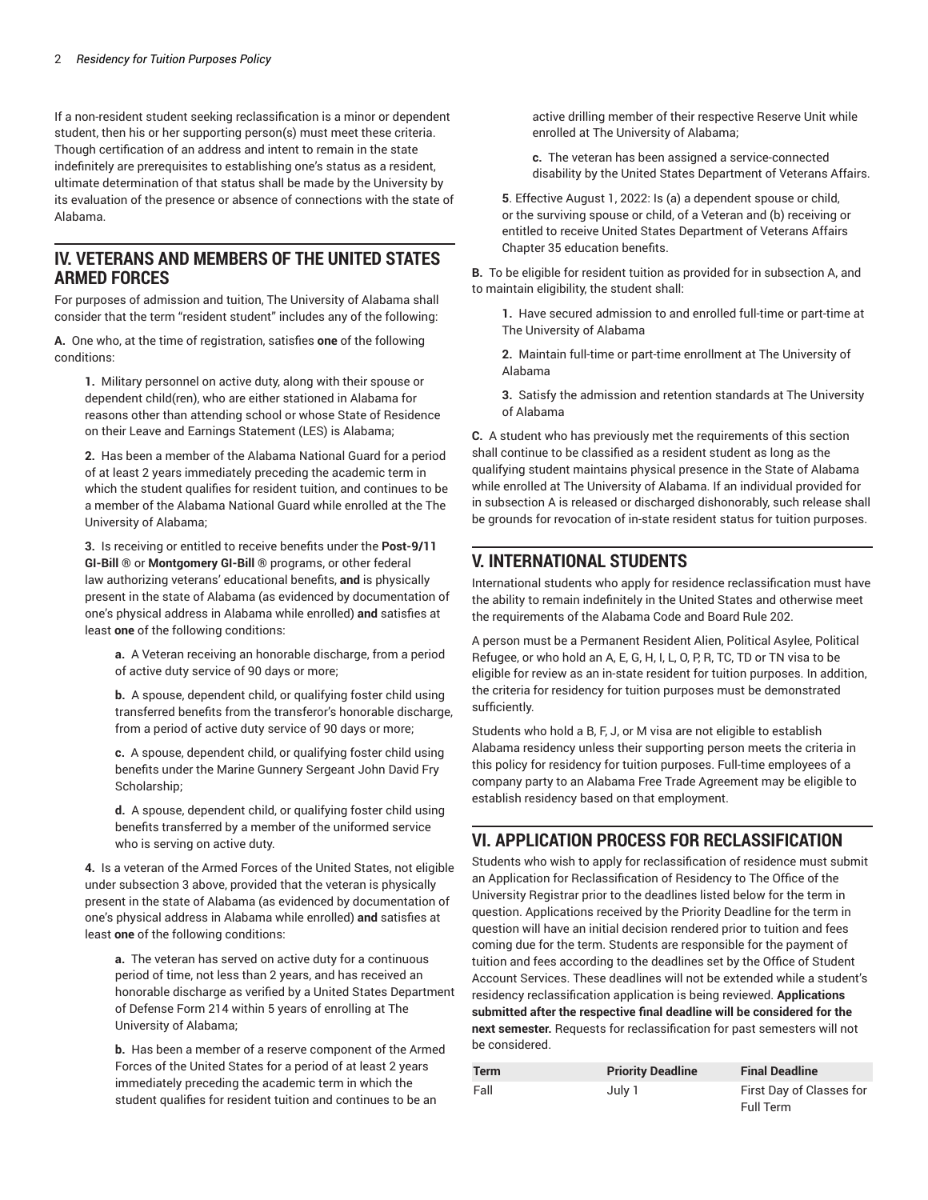If a non-resident student seeking reclassification is a minor or dependent student, then his or her supporting person(s) must meet these criteria. Though certification of an address and intent to remain in the state indefinitely are prerequisites to establishing one's status as a resident, ultimate determination of that status shall be made by the University by its evaluation of the presence or absence of connections with the state of Alabama.

## IV. VETERANS AND MEMBERS OF THE UNITED STATES ARMED FORCES

For purposes of admission and tuition, The University of Alabama shall consider that the term "resident student" includes any of the following:

**A.** One who, at the time of registration, satisfies **one** of the following conditions:

> **1.** Military personnel on active duty, along with their spouse or dependent child(ren), who are either stationed in Alabama for reasons other than attending school or whose State of Residence on their Leave and Earnings Statement (LES) is Alabama;
>
> **2.** Has been a member of the Alabama National Guard for a period of at least 2 years immediately preceding the academic term in which the student qualifies for resident tuition, and continues to be a member of the Alabama National Guard while enrolled at the The University of Alabama;
>
> **3.** Is receiving or entitled to receive benefits under the **Post-9/11 GI-Bill ®** or **Montgomery GI-Bill ®** programs, or other federal law authorizing veterans' educational benefits, **and** is physically present in the state of Alabama (as evidenced by documentation of one's physical address in Alabama while enrolled) **and** satisfies at least **one** of the following conditions:
>
> > **a.** A Veteran receiving an honorable discharge, from a period of active duty service of 90 days or more;
> >
> > **b.** A spouse, dependent child, or qualifying foster child using transferred benefits from the transferor's honorable discharge, from a period of active duty service of 90 days or more;
> >
> > **c.** A spouse, dependent child, or qualifying foster child using benefits under the Marine Gunnery Sergeant John David Fry Scholarship;
> >
> > **d.** A spouse, dependent child, or qualifying foster child using benefits transferred by a member of the uniformed service who is serving on active duty.
>
> **4.** Is a veteran of the Armed Forces of the United States, not eligible under subsection 3 above, provided that the veteran is physically present in the state of Alabama (as evidenced by documentation of one's physical address in Alabama while enrolled) **and** satisfies at least **one** of the following conditions:
>
> > **a.** The veteran has served on active duty for a continuous period of time, not less than 2 years, and has received an honorable discharge as verified by a United States Department of Defense Form 214 within 5 years of enrolling at The University of Alabama;
> >
> > **b.** Has been a member of a reserve component of the Armed Forces of the United States for a period of at least 2 years immediately preceding the academic term in which the student qualifies for resident tuition and continues to be an active drilling member of their respective Reserve Unit while enrolled at The University of Alabama;
> >
> > **c.** The veteran has been assigned a service-connected disability by the United States Department of Veterans Affairs.
>
> **5**. Effective August 1, 2022: Is (a) a dependent spouse or child, or the surviving spouse or child, of a Veteran and (b) receiving or entitled to receive United States Department of Veterans Affairs Chapter 35 education benefits.

**B.** To be eligible for resident tuition as provided for in subsection A, and to maintain eligibility, the student shall:

> **1.** Have secured admission to and enrolled full-time or part-time at The University of Alabama
>
> **2.** Maintain full-time or part-time enrollment at The University of Alabama
>
> **3.** Satisfy the admission and retention standards at The University of Alabama

**C.** A student who has previously met the requirements of this section shall continue to be classified as a resident student as long as the qualifying student maintains physical presence in the State of Alabama while enrolled at The University of Alabama. If an individual provided for in subsection A is released or discharged dishonorably, such release shall be grounds for revocation of in-state resident status for tuition purposes.

## V. INTERNATIONAL STUDENTS

International students who apply for residence reclassification must have the ability to remain indefinitely in the United States and otherwise meet the requirements of the Alabama Code and Board Rule 202.

A person must be a Permanent Resident Alien, Political Asylee, Political Refugee, or who hold an A, E, G, H, I, L, O, P, R, TC, TD or TN visa to be eligible for review as an in-state resident for tuition purposes. In addition, the criteria for residency for tuition purposes must be demonstrated sufficiently.

Students who hold a B, F, J, or M visa are not eligible to establish Alabama residency unless their supporting person meets the criteria in this policy for residency for tuition purposes. Full-time employees of a company party to an Alabama Free Trade Agreement may be eligible to establish residency based on that employment.

## VI. APPLICATION PROCESS FOR RECLASSIFICATION

Students who wish to apply for reclassification of residence must submit an Application for Reclassification of Residency to The Office of the University Registrar prior to the deadlines listed below for the term in question. Applications received by the Priority Deadline for the term in question will have an initial decision rendered prior to tuition and fees coming due for the term. Students are responsible for the payment of tuition and fees according to the deadlines set by the Office of Student Account Services. These deadlines will not be extended while a student's residency reclassification application is being reviewed. **Applications submitted after the respective final deadline will be considered for the next semester.** Requests for reclassification for past semesters will not be considered.

| Term | Priority Deadline | Final Deadline |
| --- | --- | --- |
| Fall | July 1 | First Day of Classes for Full Term |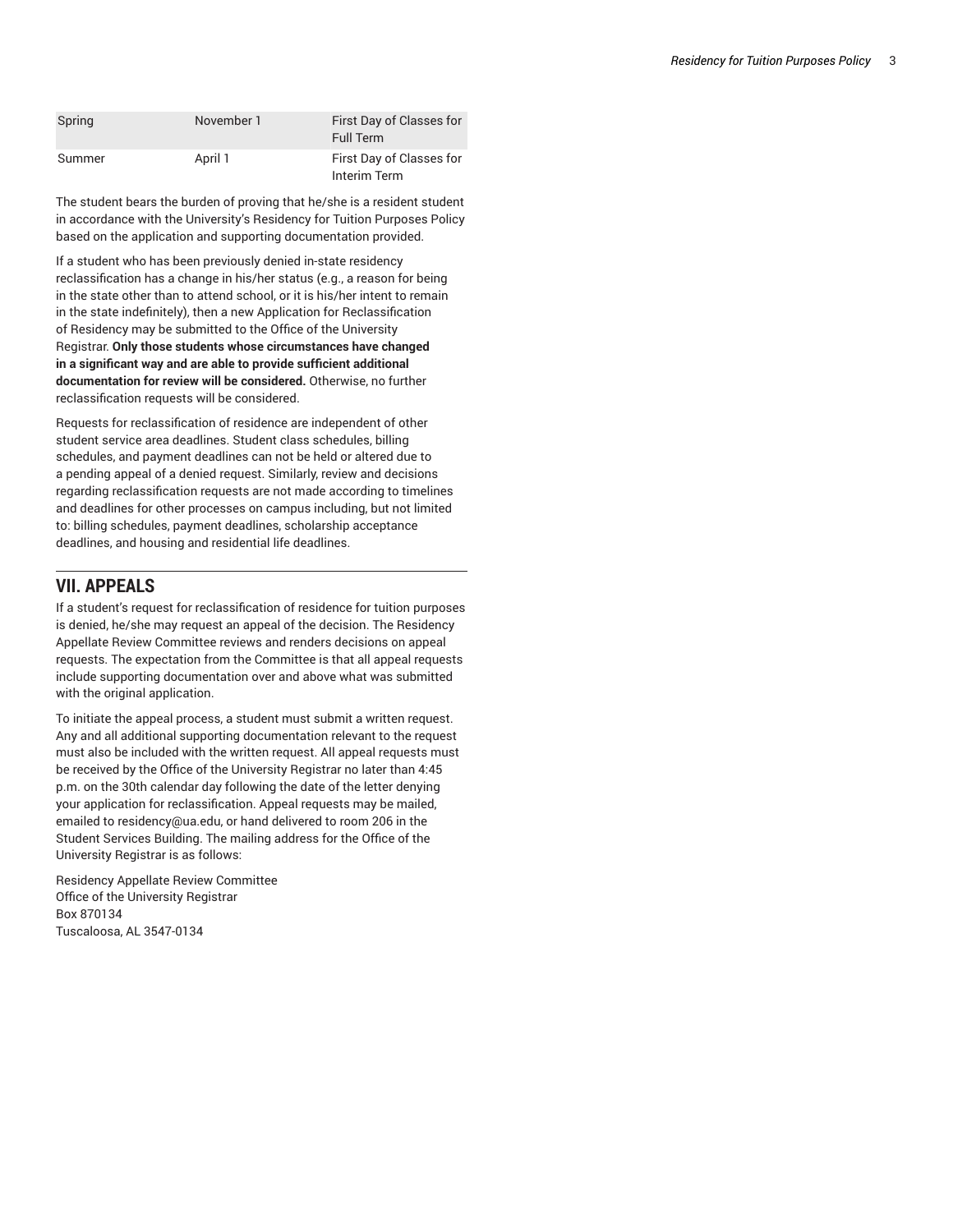| | | |
|---|---|---|
| Spring | November 1 | First Day of Classes for Full Term |
| Summer | April 1 | First Day of Classes for Interim Term |

The student bears the burden of proving that he/she is a resident student in accordance with the University's Residency for Tuition Purposes Policy based on the application and supporting documentation provided.

If a student who has been previously denied in-state residency reclassification has a change in his/her status (e.g., a reason for being in the state other than to attend school, or it is his/her intent to remain in the state indefinitely), then a new Application for Reclassification of Residency may be submitted to the Office of the University Registrar. **Only those students whose circumstances have changed in a significant way and are able to provide sufficient additional documentation for review will be considered.** Otherwise, no further reclassification requests will be considered.

Requests for reclassification of residence are independent of other student service area deadlines. Student class schedules, billing schedules, and payment deadlines can not be held or altered due to a pending appeal of a denied request. Similarly, review and decisions regarding reclassification requests are not made according to timelines and deadlines for other processes on campus including, but not limited to: billing schedules, payment deadlines, scholarship acceptance deadlines, and housing and residential life deadlines.

## VII. APPEALS

If a student's request for reclassification of residence for tuition purposes is denied, he/she may request an appeal of the decision. The Residency Appellate Review Committee reviews and renders decisions on appeal requests. The expectation from the Committee is that all appeal requests include supporting documentation over and above what was submitted with the original application.

To initiate the appeal process, a student must submit a written request. Any and all additional supporting documentation relevant to the request must also be included with the written request. All appeal requests must be received by the Office of the University Registrar no later than 4:45 p.m. on the 30th calendar day following the date of the letter denying your application for reclassification. Appeal requests may be mailed, emailed to residency@ua.edu, or hand delivered to room 206 in the Student Services Building. The mailing address for the Office of the University Registrar is as follows:

Residency Appellate Review Committee
Office of the University Registrar
Box 870134
Tuscaloosa, AL 3547-0134